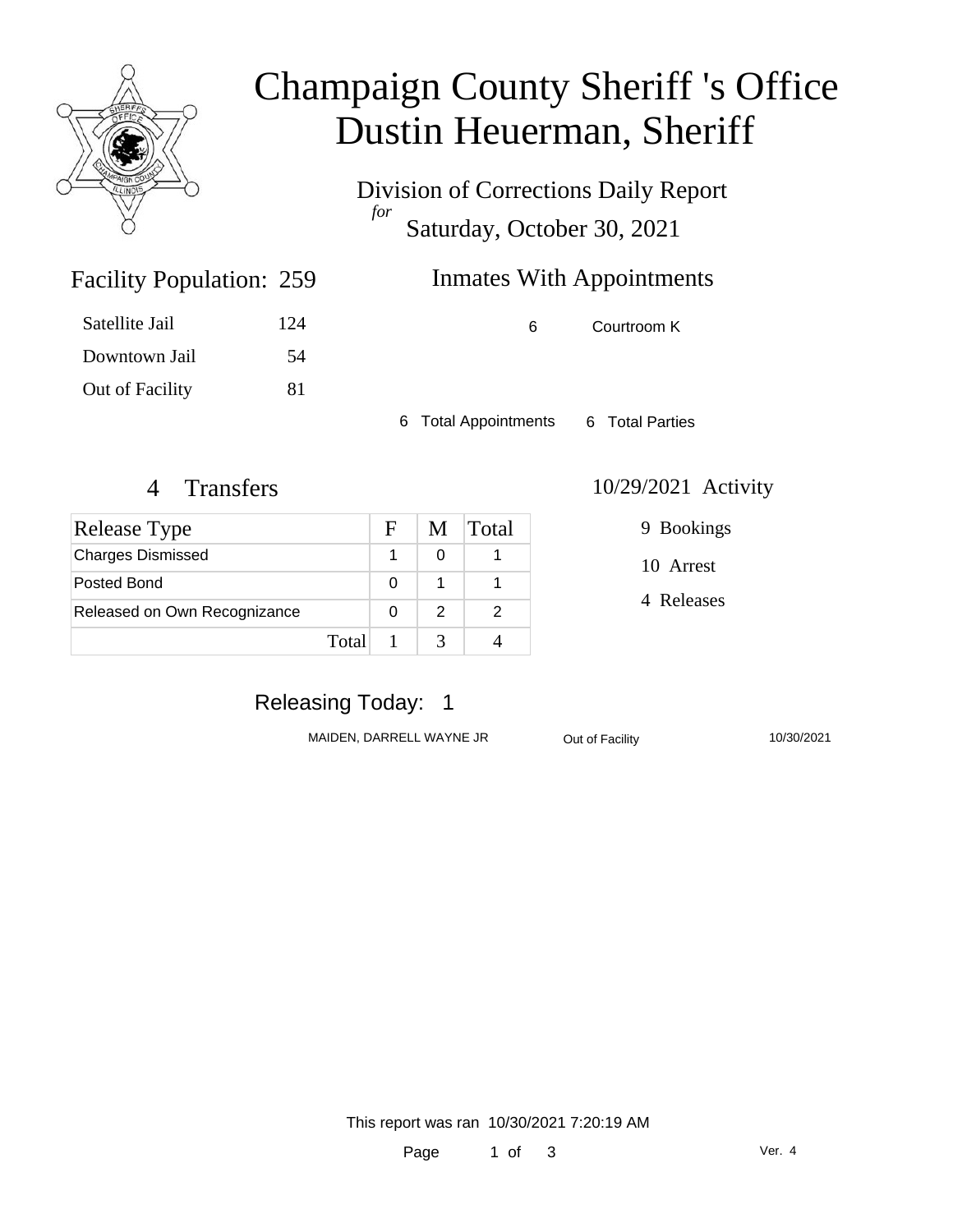# Champaign County Sheriff 's Office
# Dustin Heuerman, Sheriff

Division of Corrections Daily Report

*for*

Saturday, October 30, 2021

## Facility Population: 259

| | |
|---|---|
| Satellite Jail | 124 |
| Downtown Jail | 54 |
| Out of Facility | 81 |

## Inmates With Appointments

6 Courtroom K

6 Total Appointments 6 Total Parties

## 4 Transfers

| Release Type | F | M | Total |
|---|---|---|---|
| Charges Dismissed | 1 | 0 | 1 |
| Posted Bond | 0 | 1 | 1 |
| Released on Own Recognizance | 0 | 2 | 2 |
| Total | 1 | 3 | 4 |

## 10/29/2021 Activity

9 Bookings

10 Arrest

4 Releases

## Releasing Today: 1

| | | |
|---|---|---|
| MAIDEN, DARRELL WAYNE JR | Out of Facility | 10/30/2021 |

This report was ran 10/30/2021 7:20:19 AM

Ver. 4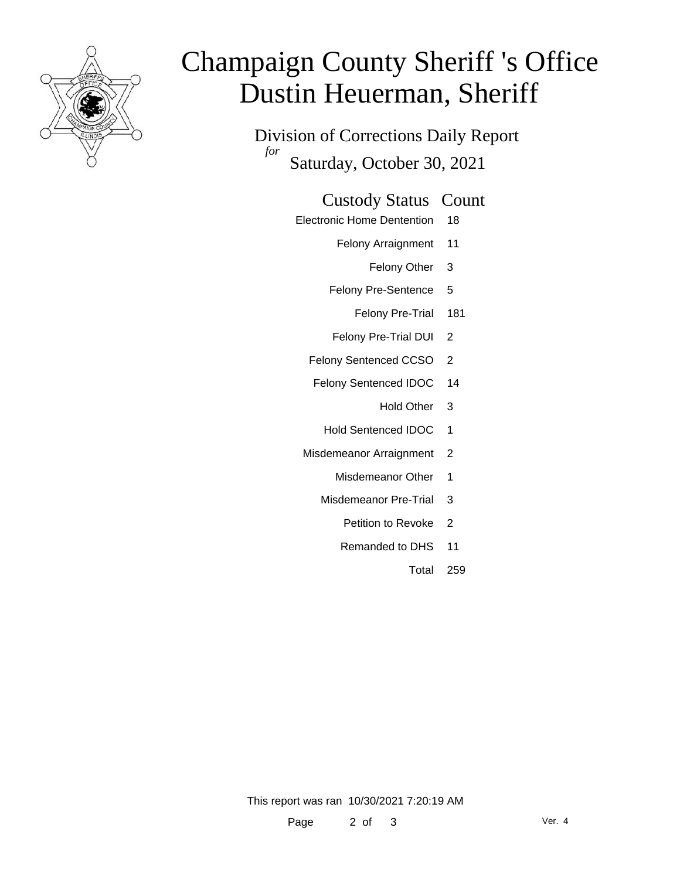# Champaign County Sheriff 's Office
# Dustin Heuerman, Sheriff

## Division of Corrections Daily Report
*for*
## Saturday, October 30, 2021

| Custody Status | Count |
|---|---|
| Electronic Home Dentention | 18 |
| Felony Arraignment | 11 |
| Felony Other | 3 |
| Felony Pre-Sentence | 5 |
| Felony Pre-Trial | 181 |
| Felony Pre-Trial DUI | 2 |
| Felony Sentenced CCSO | 2 |
| Felony Sentenced IDOC | 14 |
| Hold Other | 3 |
| Hold Sentenced IDOC | 1 |
| Misdemeanor Arraignment | 2 |
| Misdemeanor Other | 1 |
| Misdemeanor Pre-Trial | 3 |
| Petition to Revoke | 2 |
| Remanded to DHS | 11 |
| Total | 259 |

This report was ran 10/30/2021 7:20:19 AM

Ver. 4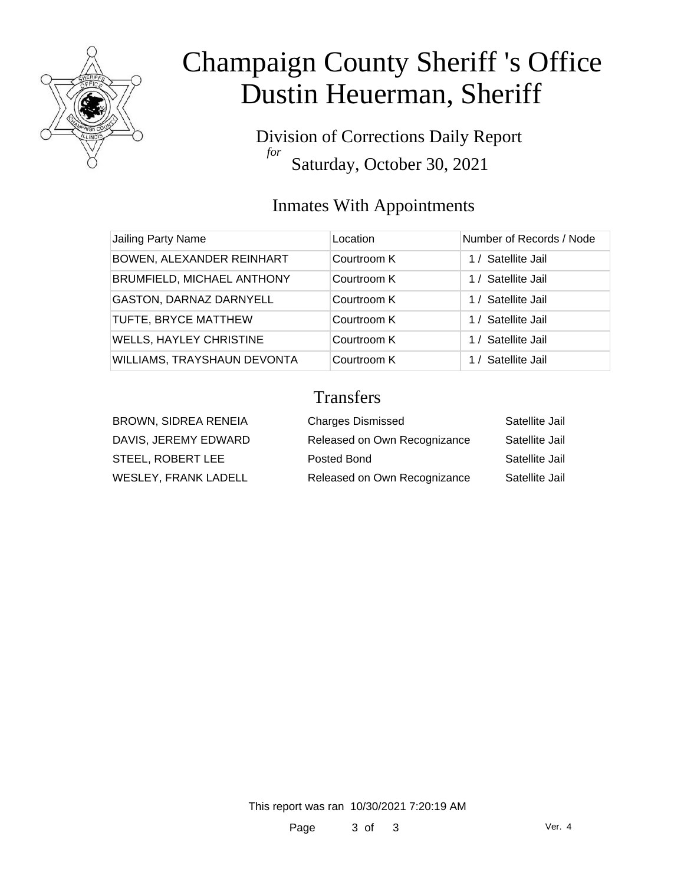# Champaign County Sheriff 's Office
# Dustin Heuerman, Sheriff

Division of Corrections Daily Report
*for*
Saturday, October 30, 2021

## Inmates With Appointments

| Jailing Party Name | Location | Number of Records / Node |
|---|---|---|
| BOWEN, ALEXANDER REINHART | Courtroom K | 1 / Satellite Jail |
| BRUMFIELD, MICHAEL ANTHONY | Courtroom K | 1 / Satellite Jail |
| GASTON, DARNAZ DARNYELL | Courtroom K | 1 / Satellite Jail |
| TUFTE, BRYCE MATTHEW | Courtroom K | 1 / Satellite Jail |
| WELLS, HAYLEY CHRISTINE | Courtroom K | 1 / Satellite Jail |
| WILLIAMS, TRAYSHAUN DEVONTA | Courtroom K | 1 / Satellite Jail |

## Transfers

| | | |
|---|---|---|
| BROWN, SIDREA RENEIA | Charges Dismissed | Satellite Jail |
| DAVIS, JEREMY EDWARD | Released on Own Recognizance | Satellite Jail |
| STEEL, ROBERT LEE | Posted Bond | Satellite Jail |
| WESLEY, FRANK LADELL | Released on Own Recognizance | Satellite Jail |

This report was ran 10/30/2021 7:20:19 AM

Ver. 4